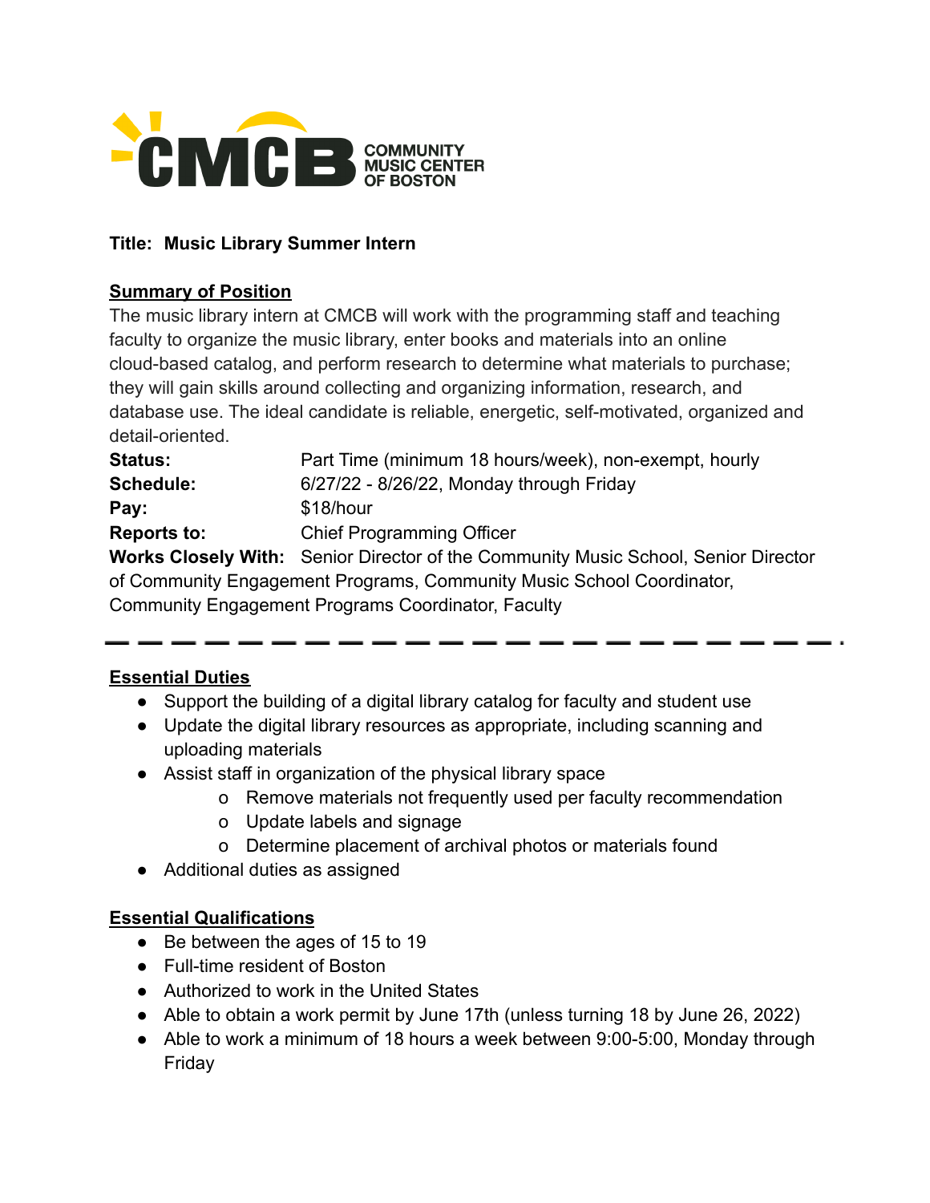CMCB COMMUNITY MUSIC CENTER OF BOSTON

**Title: Music Library Summer Intern**

## Summary of Position

The music library intern at CMCB will work with the programming staff and teaching faculty to organize the music library, enter books and materials into an online cloud-based catalog, and perform research to determine what materials to purchase; they will gain skills around collecting and organizing information, research, and database use. The ideal candidate is reliable, energetic, self-motivated, organized and detail-oriented.

**Status:** Part Time (minimum 18 hours/week), non-exempt, hourly

**Schedule:** 6/27/22 - 8/26/22, Monday through Friday

**Pay:** $18/hour

**Reports to:** Chief Programming Officer

**Works Closely With:** Senior Director of the Community Music School, Senior Director of Community Engagement Programs, Community Music School Coordinator, Community Engagement Programs Coordinator, Faculty

---

## Essential Duties

- Support the building of a digital library catalog for faculty and student use
- Update the digital library resources as appropriate, including scanning and uploading materials
- Assist staff in organization of the physical library space
  - Remove materials not frequently used per faculty recommendation
  - Update labels and signage
  - Determine placement of archival photos or materials found
- Additional duties as assigned

## Essential Qualifications

- Be between the ages of 15 to 19
- Full-time resident of Boston
- Authorized to work in the United States
- Able to obtain a work permit by June 17th (unless turning 18 by June 26, 2022)
- Able to work a minimum of 18 hours a week between 9:00-5:00, Monday through Friday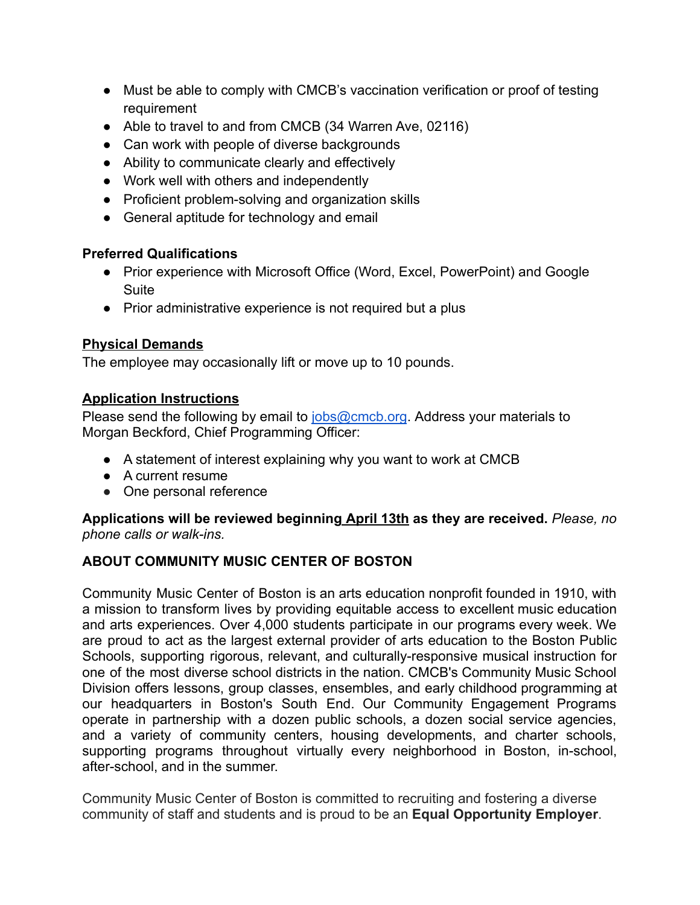- Must be able to comply with CMCB's vaccination verification or proof of testing requirement
- Able to travel to and from CMCB (34 Warren Ave, 02116)
- Can work with people of diverse backgrounds
- Ability to communicate clearly and effectively
- Work well with others and independently
- Proficient problem-solving and organization skills
- General aptitude for technology and email

**Preferred Qualifications**

- Prior experience with Microsoft Office (Word, Excel, PowerPoint) and Google Suite
- Prior administrative experience is not required but a plus

## Physical Demands

The employee may occasionally lift or move up to 10 pounds.

## Application Instructions

Please send the following by email to jobs@cmcb.org. Address your materials to Morgan Beckford, Chief Programming Officer:

- A statement of interest explaining why you want to work at CMCB
- A current resume
- One personal reference

**Applications will be reviewed beginning April 13th as they are received.** *Please, no phone calls or walk-ins.*

## ABOUT COMMUNITY MUSIC CENTER OF BOSTON

Community Music Center of Boston is an arts education nonprofit founded in 1910, with a mission to transform lives by providing equitable access to excellent music education and arts experiences. Over 4,000 students participate in our programs every week. We are proud to act as the largest external provider of arts education to the Boston Public Schools, supporting rigorous, relevant, and culturally-responsive musical instruction for one of the most diverse school districts in the nation. CMCB's Community Music School Division offers lessons, group classes, ensembles, and early childhood programming at our headquarters in Boston's South End. Our Community Engagement Programs operate in partnership with a dozen public schools, a dozen social service agencies, and a variety of community centers, housing developments, and charter schools, supporting programs throughout virtually every neighborhood in Boston, in-school, after-school, and in the summer.

Community Music Center of Boston is committed to recruiting and fostering a diverse community of staff and students and is proud to be an **Equal Opportunity Employer**.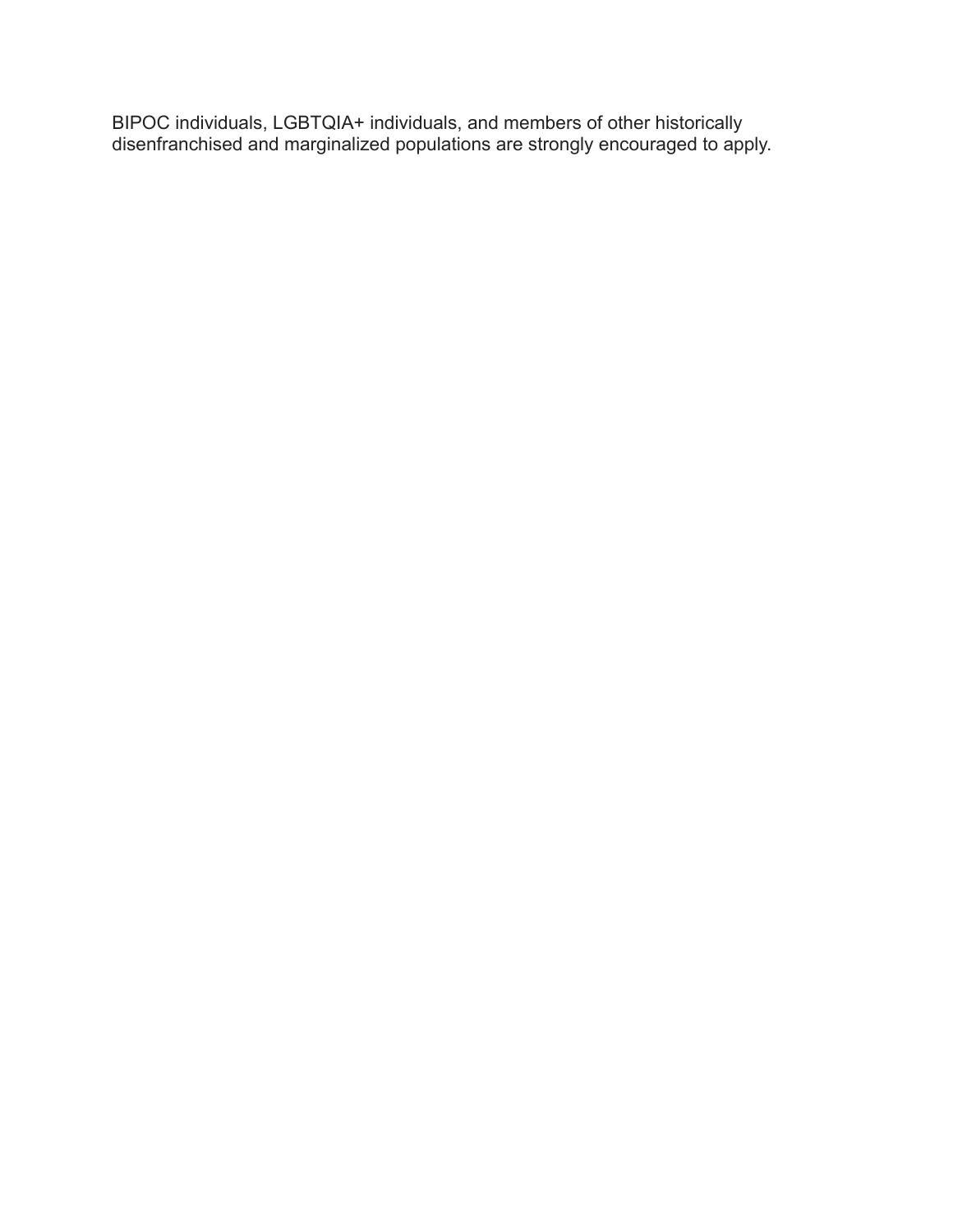BIPOC individuals, LGBTQIA+ individuals, and members of other historically disenfranchised and marginalized populations are strongly encouraged to apply.